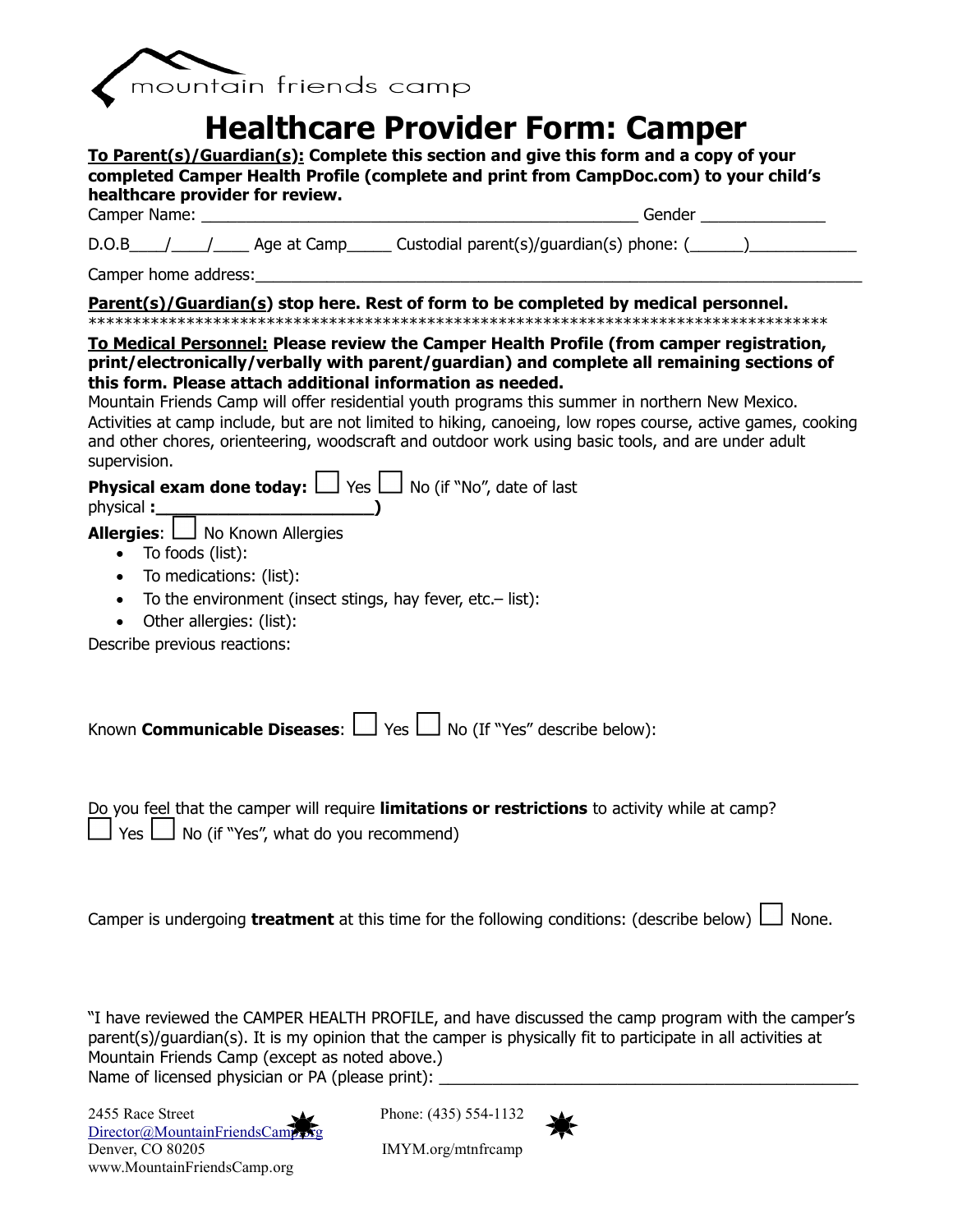mountain friends camp

# Healthcare Provider Form: Camper

**To Parent(s)/Guardian(s): Complete this section and give this form and a copy of your completed Camper Health Profile (complete and print from CampDoc.com) to your child's healthcare provider for review.**

Camper Name: ________________________________________________ Gender _____________

D.O.B____/____/____ Age at Camp_____ Custodial parent(s)/guardian(s) phone: (______)___________

Camper home address:_______________________________________________________________

**Parent(s)/Guardian(s) stop here. Rest of form to be completed by medical personnel.**

*************************************************************************************

**To Medical Personnel: Please review the Camper Health Profile (from camper registration, print/electronically/verbally with parent/guardian) and complete all remaining sections of this form. Please attach additional information as needed.**

Mountain Friends Camp will offer residential youth programs this summer in northern New Mexico. Activities at camp include, but are not limited to hiking, canoeing, low ropes course, active games, cooking and other chores, orienteering, woodscraft and outdoor work using basic tools, and are under adult supervision.

**Physical exam done today:** ☐ Yes ☐ No (if "No", date of last physical **:______________________)**

**Allergies**: ☐ No Known Allergies

- To foods (list):
- To medications: (list):
- To the environment (insect stings, hay fever, etc.– list):
- Other allergies: (list):

Describe previous reactions:

Known **Communicable Diseases**: ☐ Yes ☐ No (If "Yes" describe below):

Do you feel that the camper will require **limitations or restrictions** to activity while at camp?
☐ Yes ☐ No (if "Yes", what do you recommend)

Camper is undergoing **treatment** at this time for the following conditions: (describe below) ☐ None.

"I have reviewed the CAMPER HEALTH PROFILE, and have discussed the camp program with the camper's parent(s)/guardian(s). It is my opinion that the camper is physically fit to participate in all activities at Mountain Friends Camp (except as noted above.)
Name of licensed physician or PA (please print): _____________________________________________

2455 Race Street
Director@MountainFriendsCamp.org
Denver, CO 80205
www.MountainFriendsCamp.org

Phone: (435) 554-1132
IMYM.org/mtnfrcamp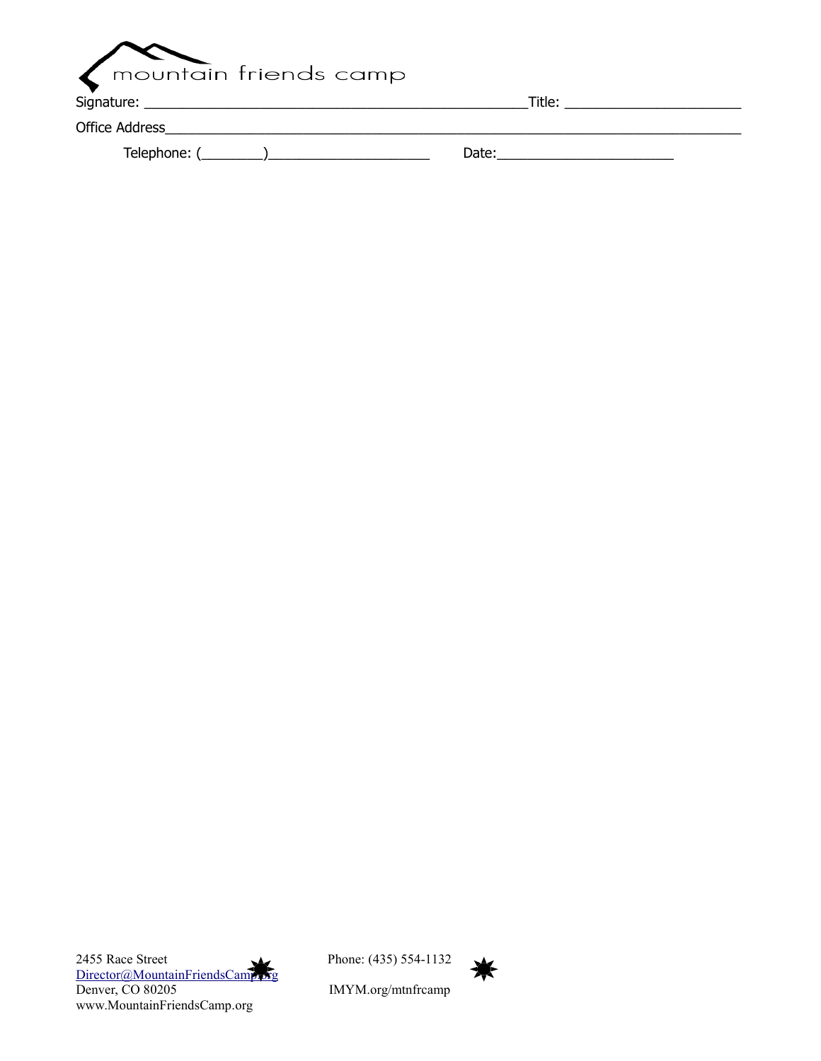mountain friends camp

Signature: _______________________________________________Title: ____________________

Office Address______________________________________________________________________

Telephone: (________)____________________ Date:______________________

2455 Race Street
Director@MountainFriendsCamp.org
Denver, CO 80205
www.MountainFriendsCamp.org

Phone: (435) 554-1132
IMYM.org/mtnfrcamp